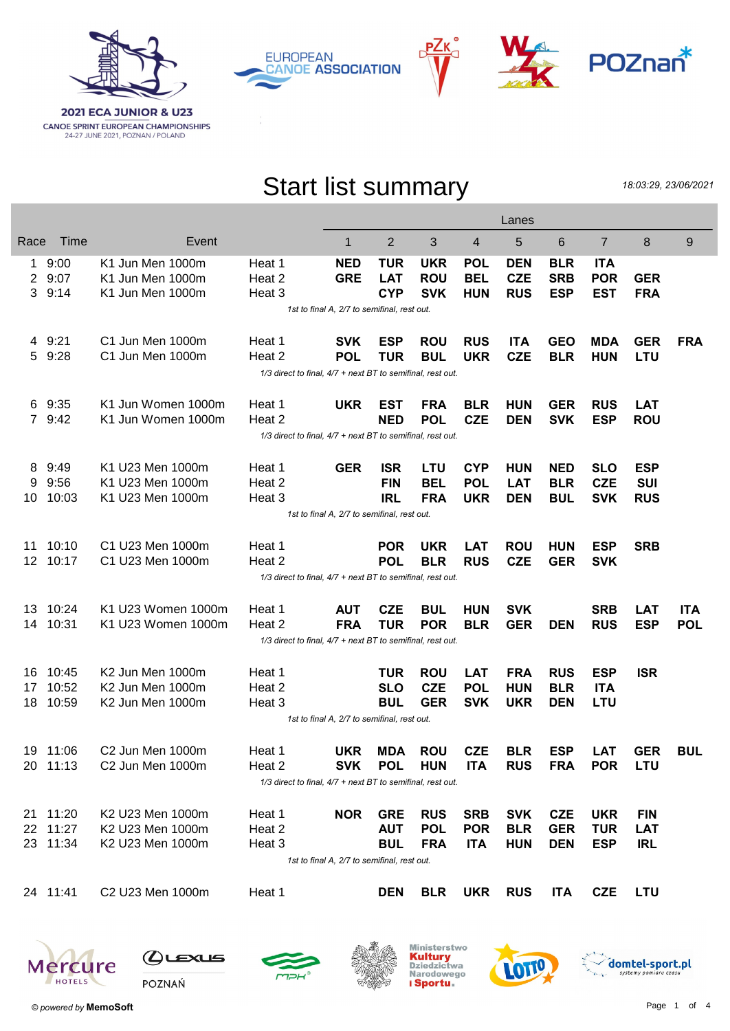**2021 ECA JUNIOR & U23**
CANOE SPRINT EUROPEAN CHAMPIONSHIPS
24-27 JUNE 2021, POZNAN / POLAND

# Start list summary

*18:03:29, 23/06/2021*

| Race | Time | Event | | Lanes 1 | 2 | 3 | 4 | 5 | 6 | 7 | 8 | 9 |
|---|---|---|---|---|---|---|---|---|---|---|---|---|
| 1 | 9:00 | K1 Jun Men 1000m | Heat 1 | **NED** | **TUR** | **UKR** | **POL** | **DEN** | **BLR** | **ITA** | | |
| 2 | 9:07 | K1 Jun Men 1000m | Heat 2 | **GRE** | **LAT** | **ROU** | **BEL** | **CZE** | **SRB** | **POR** | **GER** | |
| 3 | 9:14 | K1 Jun Men 1000m | Heat 3 | | **CYP** | **SVK** | **HUN** | **RUS** | **ESP** | **EST** | **FRA** | |
| | | *1st to final A, 2/7 to semifinal, rest out.* | | | | | | | | | | |
| 4 | 9:21 | C1 Jun Men 1000m | Heat 1 | **SVK** | **ESP** | **ROU** | **RUS** | **ITA** | **GEO** | **MDA** | **GER** | **FRA** |
| 5 | 9:28 | C1 Jun Men 1000m | Heat 2 | **POL** | **TUR** | **BUL** | **UKR** | **CZE** | **BLR** | **HUN** | **LTU** | |
| | | *1/3 direct to final, 4/7 + next BT to semifinal, rest out.* | | | | | | | | | | |
| 6 | 9:35 | K1 Jun Women 1000m | Heat 1 | **UKR** | **EST** | **FRA** | **BLR** | **HUN** | **GER** | **RUS** | **LAT** | |
| 7 | 9:42 | K1 Jun Women 1000m | Heat 2 | | **NED** | **POL** | **CZE** | **DEN** | **SVK** | **ESP** | **ROU** | |
| | | *1/3 direct to final, 4/7 + next BT to semifinal, rest out.* | | | | | | | | | | |
| 8 | 9:49 | K1 U23 Men 1000m | Heat 1 | **GER** | **ISR** | **LTU** | **CYP** | **HUN** | **NED** | **SLO** | **ESP** | |
| 9 | 9:56 | K1 U23 Men 1000m | Heat 2 | | **FIN** | **BEL** | **POL** | **LAT** | **BLR** | **CZE** | **SUI** | |
| 10 | 10:03 | K1 U23 Men 1000m | Heat 3 | | **IRL** | **FRA** | **UKR** | **DEN** | **BUL** | **SVK** | **RUS** | |
| | | *1st to final A, 2/7 to semifinal, rest out.* | | | | | | | | | | |
| 11 | 10:10 | C1 U23 Men 1000m | Heat 1 | | **POR** | **UKR** | **LAT** | **ROU** | **HUN** | **ESP** | **SRB** | |
| 12 | 10:17 | C1 U23 Men 1000m | Heat 2 | | **POL** | **BLR** | **RUS** | **CZE** | **GER** | **SVK** | | |
| | | *1/3 direct to final, 4/7 + next BT to semifinal, rest out.* | | | | | | | | | | |
| 13 | 10:24 | K1 U23 Women 1000m | Heat 1 | **AUT** | **CZE** | **BUL** | **HUN** | **SVK** | | **SRB** | **LAT** | **ITA** |
| 14 | 10:31 | K1 U23 Women 1000m | Heat 2 | **FRA** | **TUR** | **POR** | **BLR** | **GER** | **DEN** | **RUS** | **ESP** | **POL** |
| | | *1/3 direct to final, 4/7 + next BT to semifinal, rest out.* | | | | | | | | | | |
| 16 | 10:45 | K2 Jun Men 1000m | Heat 1 | | **TUR** | **ROU** | **LAT** | **FRA** | **RUS** | **ESP** | **ISR** | |
| 17 | 10:52 | K2 Jun Men 1000m | Heat 2 | | **SLO** | **CZE** | **POL** | **HUN** | **BLR** | **ITA** | | |
| 18 | 10:59 | K2 Jun Men 1000m | Heat 3 | | **BUL** | **GER** | **SVK** | **UKR** | **DEN** | **LTU** | | |
| | | *1st to final A, 2/7 to semifinal, rest out.* | | | | | | | | | | |
| 19 | 11:06 | C2 Jun Men 1000m | Heat 1 | **UKR** | **MDA** | **ROU** | **CZE** | **BLR** | **ESP** | **LAT** | **GER** | **BUL** |
| 20 | 11:13 | C2 Jun Men 1000m | Heat 2 | **SVK** | **POL** | **HUN** | **ITA** | **RUS** | **FRA** | **POR** | **LTU** | |
| | | *1/3 direct to final, 4/7 + next BT to semifinal, rest out.* | | | | | | | | | | |
| 21 | 11:20 | K2 U23 Men 1000m | Heat 1 | **NOR** | **GRE** | **RUS** | **SRB** | **SVK** | **CZE** | **UKR** | **FIN** | |
| 22 | 11:27 | K2 U23 Men 1000m | Heat 2 | | **AUT** | **POL** | **POR** | **BLR** | **GER** | **TUR** | **LAT** | |
| 23 | 11:34 | K2 U23 Men 1000m | Heat 3 | | **BUL** | **FRA** | **ITA** | **HUN** | **DEN** | **ESP** | **IRL** | |
| | | *1st to final A, 2/7 to semifinal, rest out.* | | | | | | | | | | |
| 24 | 11:41 | C2 U23 Men 1000m | Heat 1 | | **DEN** | **BLR** | **UKR** | **RUS** | **ITA** | **CZE** | **LTU** | |

*© powered by* **MemoSoft**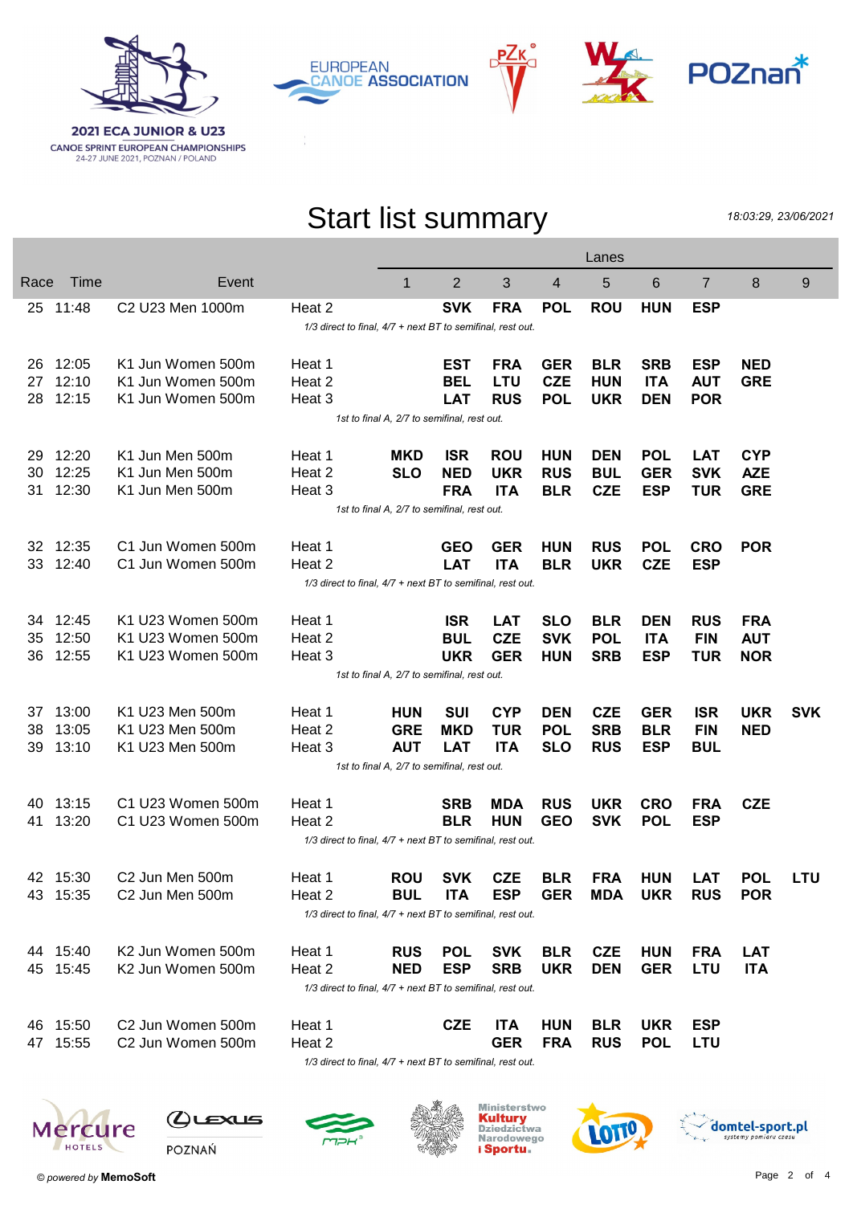2021 ECA JUNIOR & U23
CANOE SPRINT EUROPEAN CHAMPIONSHIPS
24-27 JUNE 2021, POZNAN / POLAND

# Start list summary

*18:03:29, 23/06/2021*

| Race | Time | Event | | 1 | 2 | 3 | 4 | 5 | 6 | 7 | 8 | 9 |
|---|---|---|---|---|---|---|---|---|---|---|---|---|
| 25 | 11:48 | C2 U23 Men 1000m | Heat 2 | | **SVK** | **FRA** | **POL** | **ROU** | **HUN** | **ESP** | | |
| | | | *1/3 direct to final, 4/7 + next BT to semifinal, rest out.* | | | | | | | | | |
| 26 | 12:05 | K1 Jun Women 500m | Heat 1 | | **EST** | **FRA** | **GER** | **BLR** | **SRB** | **ESP** | **NED** | |
| 27 | 12:10 | K1 Jun Women 500m | Heat 2 | | **BEL** | **LTU** | **CZE** | **HUN** | **ITA** | **AUT** | **GRE** | |
| 28 | 12:15 | K1 Jun Women 500m | Heat 3 | | **LAT** | **RUS** | **POL** | **UKR** | **DEN** | **POR** | | |
| | | | *1st to final A, 2/7 to semifinal, rest out.* | | | | | | | | | |
| 29 | 12:20 | K1 Jun Men 500m | Heat 1 | **MKD** | **ISR** | **ROU** | **HUN** | **DEN** | **POL** | **LAT** | **CYP** | |
| 30 | 12:25 | K1 Jun Men 500m | Heat 2 | **SLO** | **NED** | **UKR** | **RUS** | **BUL** | **GER** | **SVK** | **AZE** | |
| 31 | 12:30 | K1 Jun Men 500m | Heat 3 | | **FRA** | **ITA** | **BLR** | **CZE** | **ESP** | **TUR** | **GRE** | |
| | | | *1st to final A, 2/7 to semifinal, rest out.* | | | | | | | | | |
| 32 | 12:35 | C1 Jun Women 500m | Heat 1 | | **GEO** | **GER** | **HUN** | **RUS** | **POL** | **CRO** | **POR** | |
| 33 | 12:40 | C1 Jun Women 500m | Heat 2 | | **LAT** | **ITA** | **BLR** | **UKR** | **CZE** | **ESP** | | |
| | | | *1/3 direct to final, 4/7 + next BT to semifinal, rest out.* | | | | | | | | | |
| 34 | 12:45 | K1 U23 Women 500m | Heat 1 | | **ISR** | **LAT** | **SLO** | **BLR** | **DEN** | **RUS** | **FRA** | |
| 35 | 12:50 | K1 U23 Women 500m | Heat 2 | | **BUL** | **CZE** | **SVK** | **POL** | **ITA** | **FIN** | **AUT** | |
| 36 | 12:55 | K1 U23 Women 500m | Heat 3 | | **UKR** | **GER** | **HUN** | **SRB** | **ESP** | **TUR** | **NOR** | |
| | | | *1st to final A, 2/7 to semifinal, rest out.* | | | | | | | | | |
| 37 | 13:00 | K1 U23 Men 500m | Heat 1 | **HUN** | **SUI** | **CYP** | **DEN** | **CZE** | **GER** | **ISR** | **UKR** | **SVK** |
| 38 | 13:05 | K1 U23 Men 500m | Heat 2 | **GRE** | **MKD** | **TUR** | **POL** | **SRB** | **BLR** | **FIN** | **NED** | |
| 39 | 13:10 | K1 U23 Men 500m | Heat 3 | **AUT** | **LAT** | **ITA** | **SLO** | **RUS** | **ESP** | **BUL** | | |
| | | | *1st to final A, 2/7 to semifinal, rest out.* | | | | | | | | | |
| 40 | 13:15 | C1 U23 Women 500m | Heat 1 | | **SRB** | **MDA** | **RUS** | **UKR** | **CRO** | **FRA** | **CZE** | |
| 41 | 13:20 | C1 U23 Women 500m | Heat 2 | | **BLR** | **HUN** | **GEO** | **SVK** | **POL** | **ESP** | | |
| | | | *1/3 direct to final, 4/7 + next BT to semifinal, rest out.* | | | | | | | | | |
| 42 | 15:30 | C2 Jun Men 500m | Heat 1 | **ROU** | **SVK** | **CZE** | **BLR** | **FRA** | **HUN** | **LAT** | **POL** | **LTU** |
| 43 | 15:35 | C2 Jun Men 500m | Heat 2 | **BUL** | **ITA** | **ESP** | **GER** | **MDA** | **UKR** | **RUS** | **POR** | |
| | | | *1/3 direct to final, 4/7 + next BT to semifinal, rest out.* | | | | | | | | | |
| 44 | 15:40 | K2 Jun Women 500m | Heat 1 | **RUS** | **POL** | **SVK** | **BLR** | **CZE** | **HUN** | **FRA** | **LAT** | |
| 45 | 15:45 | K2 Jun Women 500m | Heat 2 | **NED** | **ESP** | **SRB** | **UKR** | **DEN** | **GER** | **LTU** | **ITA** | |
| | | | *1/3 direct to final, 4/7 + next BT to semifinal, rest out.* | | | | | | | | | |
| 46 | 15:50 | C2 Jun Women 500m | Heat 1 | | **CZE** | **ITA** | **HUN** | **BLR** | **UKR** | **ESP** | | |
| 47 | 15:55 | C2 Jun Women 500m | Heat 2 | | | **GER** | **FRA** | **RUS** | **POL** | **LTU** | | |
| | | | *1/3 direct to final, 4/7 + next BT to semifinal, rest out.* | | | | | | | | | |

© powered by **MemoSoft**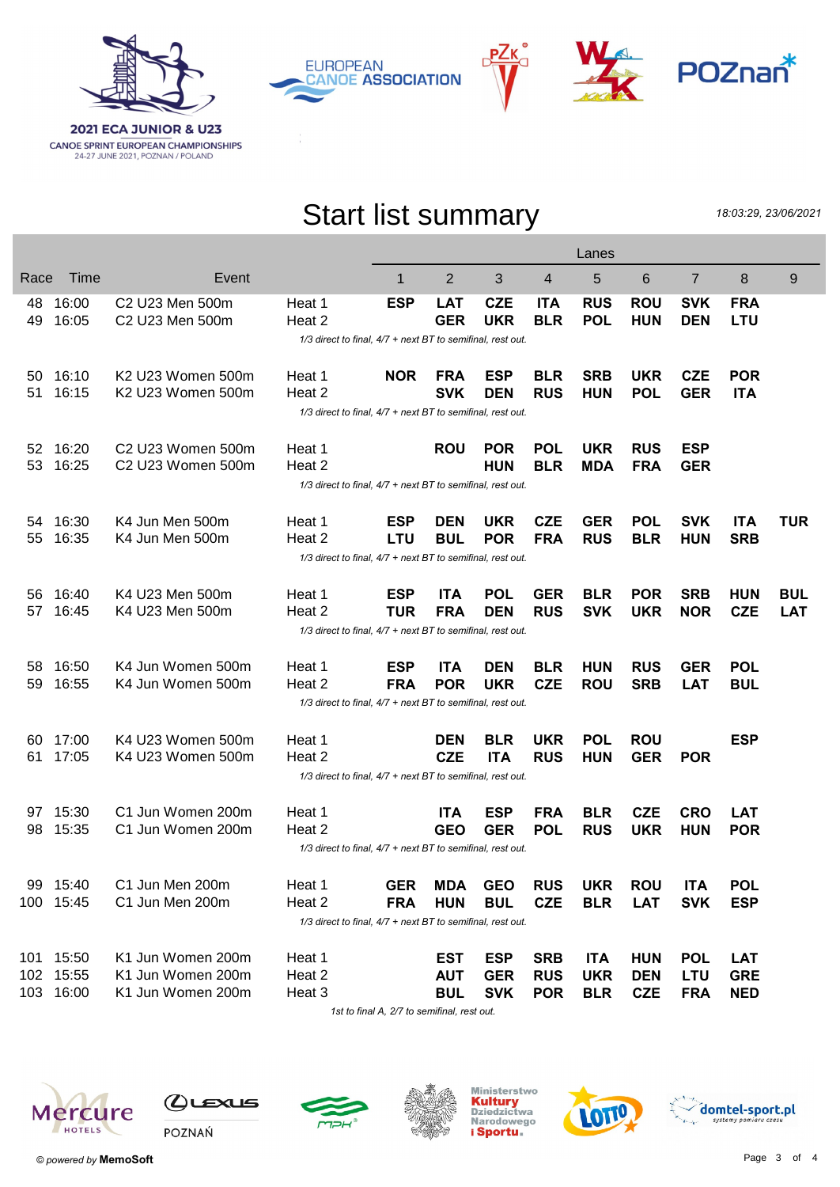**2021 ECA JUNIOR & U23**
CANOE SPRINT EUROPEAN CHAMPIONSHIPS
24-27 JUNE 2021, POZNAN / POLAND

EUROPEAN CANOE ASSOCIATION

# Start list summary

*18:03:29, 23/06/2021*

| Race | Time | Event | | Lanes 1 | 2 | 3 | 4 | 5 | 6 | 7 | 8 | 9 |
|---|---|---|---|---|---|---|---|---|---|---|---|---|
| 48 | 16:00 | C2 U23 Men 500m | Heat 1 | **ESP** | **LAT** | **CZE** | **ITA** | **RUS** | **ROU** | **SVK** | **FRA** | |
| 49 | 16:05 | C2 U23 Men 500m | Heat 2 | | **GER** | **UKR** | **BLR** | **POL** | **HUN** | **DEN** | **LTU** | |
| | | | *1/3 direct to final, 4/7 + next BT to semifinal, rest out.* | | | | | | | | | |
| 50 | 16:10 | K2 U23 Women 500m | Heat 1 | **NOR** | **FRA** | **ESP** | **BLR** | **SRB** | **UKR** | **CZE** | **POR** | |
| 51 | 16:15 | K2 U23 Women 500m | Heat 2 | | **SVK** | **DEN** | **RUS** | **HUN** | **POL** | **GER** | **ITA** | |
| | | | *1/3 direct to final, 4/7 + next BT to semifinal, rest out.* | | | | | | | | | |
| 52 | 16:20 | C2 U23 Women 500m | Heat 1 | | **ROU** | **POR** | **POL** | **UKR** | **RUS** | **ESP** | | |
| 53 | 16:25 | C2 U23 Women 500m | Heat 2 | | | **HUN** | **BLR** | **MDA** | **FRA** | **GER** | | |
| | | | *1/3 direct to final, 4/7 + next BT to semifinal, rest out.* | | | | | | | | | |
| 54 | 16:30 | K4 Jun Men 500m | Heat 1 | **ESP** | **DEN** | **UKR** | **CZE** | **GER** | **POL** | **SVK** | **ITA** | **TUR** |
| 55 | 16:35 | K4 Jun Men 500m | Heat 2 | **LTU** | **BUL** | **POR** | **FRA** | **RUS** | **BLR** | **HUN** | **SRB** | |
| | | | *1/3 direct to final, 4/7 + next BT to semifinal, rest out.* | | | | | | | | | |
| 56 | 16:40 | K4 U23 Men 500m | Heat 1 | **ESP** | **ITA** | **POL** | **GER** | **BLR** | **POR** | **SRB** | **HUN** | **BUL** |
| 57 | 16:45 | K4 U23 Men 500m | Heat 2 | **TUR** | **FRA** | **DEN** | **RUS** | **SVK** | **UKR** | **NOR** | **CZE** | **LAT** |
| | | | *1/3 direct to final, 4/7 + next BT to semifinal, rest out.* | | | | | | | | | |
| 58 | 16:50 | K4 Jun Women 500m | Heat 1 | **ESP** | **ITA** | **DEN** | **BLR** | **HUN** | **RUS** | **GER** | **POL** | |
| 59 | 16:55 | K4 Jun Women 500m | Heat 2 | **FRA** | **POR** | **UKR** | **CZE** | **ROU** | **SRB** | **LAT** | **BUL** | |
| | | | *1/3 direct to final, 4/7 + next BT to semifinal, rest out.* | | | | | | | | | |
| 60 | 17:00 | K4 U23 Women 500m | Heat 1 | | **DEN** | **BLR** | **UKR** | **POL** | **ROU** | | **ESP** | |
| 61 | 17:05 | K4 U23 Women 500m | Heat 2 | | **CZE** | **ITA** | **RUS** | **HUN** | **GER** | **POR** | | |
| | | | *1/3 direct to final, 4/7 + next BT to semifinal, rest out.* | | | | | | | | | |
| 97 | 15:30 | C1 Jun Women 200m | Heat 1 | | **ITA** | **ESP** | **FRA** | **BLR** | **CZE** | **CRO** | **LAT** | |
| 98 | 15:35 | C1 Jun Women 200m | Heat 2 | | **GEO** | **GER** | **POL** | **RUS** | **UKR** | **HUN** | **POR** | |
| | | | *1/3 direct to final, 4/7 + next BT to semifinal, rest out.* | | | | | | | | | |
| 99 | 15:40 | C1 Jun Men 200m | Heat 1 | **GER** | **MDA** | **GEO** | **RUS** | **UKR** | **ROU** | **ITA** | **POL** | |
| 100 | 15:45 | C1 Jun Men 200m | Heat 2 | **FRA** | **HUN** | **BUL** | **CZE** | **BLR** | **LAT** | **SVK** | **ESP** | |
| | | | *1/3 direct to final, 4/7 + next BT to semifinal, rest out.* | | | | | | | | | |
| 101 | 15:50 | K1 Jun Women 200m | Heat 1 | | **EST** | **ESP** | **SRB** | **ITA** | **HUN** | **POL** | **LAT** | |
| 102 | 15:55 | K1 Jun Women 200m | Heat 2 | | **AUT** | **GER** | **RUS** | **UKR** | **DEN** | **LTU** | **GRE** | |
| 103 | 16:00 | K1 Jun Women 200m | Heat 3 | | **BUL** | **SVK** | **POR** | **BLR** | **CZE** | **FRA** | **NED** | |
| | | | *1st to final A, 2/7 to semifinal, rest out.* | | | | | | | | | |

*© powered by* **MemoSoft**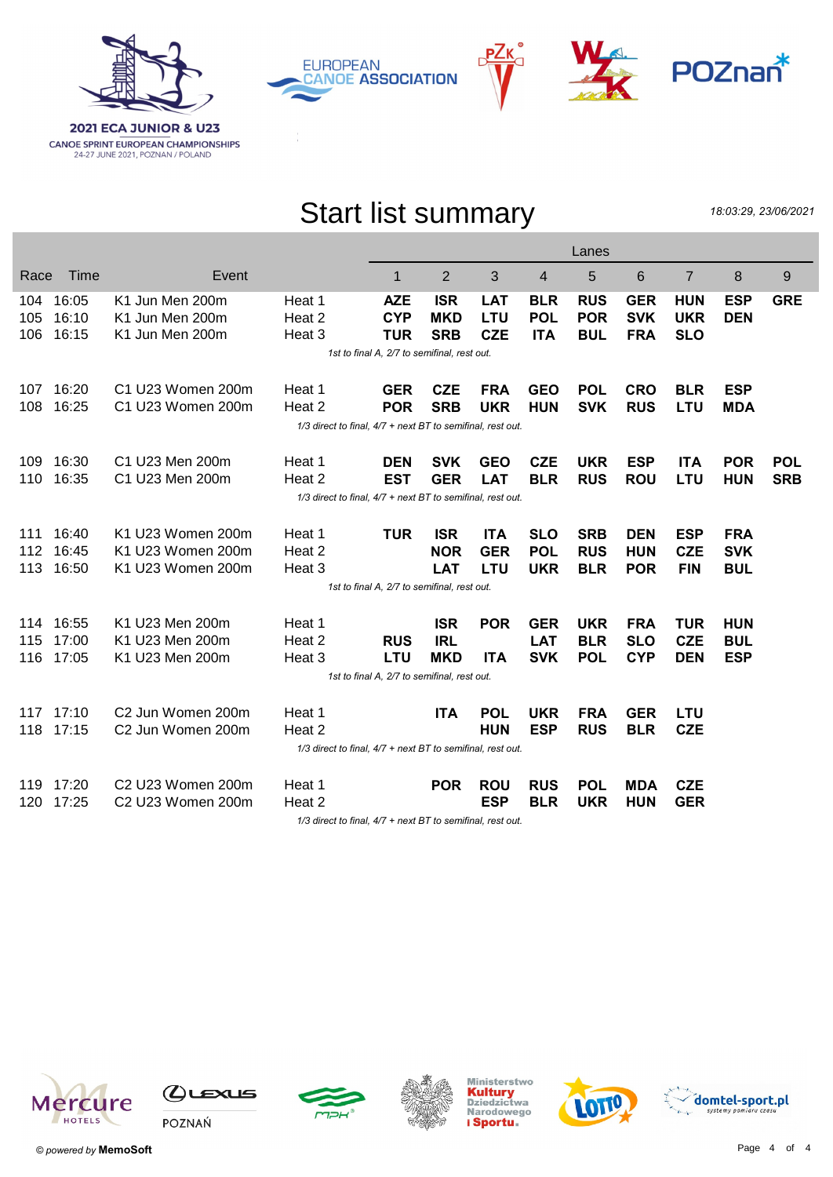2021 ECA JUNIOR & U23
CANOE SPRINT EUROPEAN CHAMPIONSHIPS
24-27 JUNE 2021, POZNAN / POLAND

# Start list summary

*18:03:29, 23/06/2021*

| Race | Time | Event | | Lane 1 | Lane 2 | Lane 3 | Lane 4 | Lane 5 | Lane 6 | Lane 7 | Lane 8 | Lane 9 |
|---|---|---|---|---|---|---|---|---|---|---|---|---|
| 104 | 16:05 | K1 Jun Men 200m | Heat 1 | **AZE** | **ISR** | **LAT** | **BLR** | **RUS** | **GER** | **HUN** | **ESP** | **GRE** |
| 105 | 16:10 | K1 Jun Men 200m | Heat 2 | **CYP** | **MKD** | **LTU** | **POL** | **POR** | **SVK** | **UKR** | **DEN** | |
| 106 | 16:15 | K1 Jun Men 200m | Heat 3 | **TUR** | **SRB** | **CZE** | **ITA** | **BUL** | **FRA** | **SLO** | | |
| | | | *1st to final A, 2/7 to semifinal, rest out.* | | | | | | | | | |
| 107 | 16:20 | C1 U23 Women 200m | Heat 1 | **GER** | **CZE** | **FRA** | **GEO** | **POL** | **CRO** | **BLR** | **ESP** | |
| 108 | 16:25 | C1 U23 Women 200m | Heat 2 | **POR** | **SRB** | **UKR** | **HUN** | **SVK** | **RUS** | **LTU** | **MDA** | |
| | | | *1/3 direct to final, 4/7 + next BT to semifinal, rest out.* | | | | | | | | | |
| 109 | 16:30 | C1 U23 Men 200m | Heat 1 | **DEN** | **SVK** | **GEO** | **CZE** | **UKR** | **ESP** | **ITA** | **POR** | **POL** |
| 110 | 16:35 | C1 U23 Men 200m | Heat 2 | **EST** | **GER** | **LAT** | **BLR** | **RUS** | **ROU** | **LTU** | **HUN** | **SRB** |
| | | | *1/3 direct to final, 4/7 + next BT to semifinal, rest out.* | | | | | | | | | |
| 111 | 16:40 | K1 U23 Women 200m | Heat 1 | **TUR** | **ISR** | **ITA** | **SLO** | **SRB** | **DEN** | **ESP** | **FRA** | |
| 112 | 16:45 | K1 U23 Women 200m | Heat 2 | | **NOR** | **GER** | **POL** | **RUS** | **HUN** | **CZE** | **SVK** | |
| 113 | 16:50 | K1 U23 Women 200m | Heat 3 | | **LAT** | **LTU** | **UKR** | **BLR** | **POR** | **FIN** | **BUL** | |
| | | | *1st to final A, 2/7 to semifinal, rest out.* | | | | | | | | | |
| 114 | 16:55 | K1 U23 Men 200m | Heat 1 | | **ISR** | **POR** | **GER** | **UKR** | **FRA** | **TUR** | **HUN** | |
| 115 | 17:00 | K1 U23 Men 200m | Heat 2 | **RUS** | **IRL** | | **LAT** | **BLR** | **SLO** | **CZE** | **BUL** | |
| 116 | 17:05 | K1 U23 Men 200m | Heat 3 | **LTU** | **MKD** | **ITA** | **SVK** | **POL** | **CYP** | **DEN** | **ESP** | |
| | | | *1st to final A, 2/7 to semifinal, rest out.* | | | | | | | | | |
| 117 | 17:10 | C2 Jun Women 200m | Heat 1 | | **ITA** | **POL** | **UKR** | **FRA** | **GER** | **LTU** | | |
| 118 | 17:15 | C2 Jun Women 200m | Heat 2 | | | **HUN** | **ESP** | **RUS** | **BLR** | **CZE** | | |
| | | | *1/3 direct to final, 4/7 + next BT to semifinal, rest out.* | | | | | | | | | |
| 119 | 17:20 | C2 U23 Women 200m | Heat 1 | | **POR** | **ROU** | **RUS** | **POL** | **MDA** | **CZE** | | |
| 120 | 17:25 | C2 U23 Women 200m | Heat 2 | | | **ESP** | **BLR** | **UKR** | **HUN** | **GER** | | |
| | | | *1/3 direct to final, 4/7 + next BT to semifinal, rest out.* | | | | | | | | | |

*© powered by* **MemoSoft**